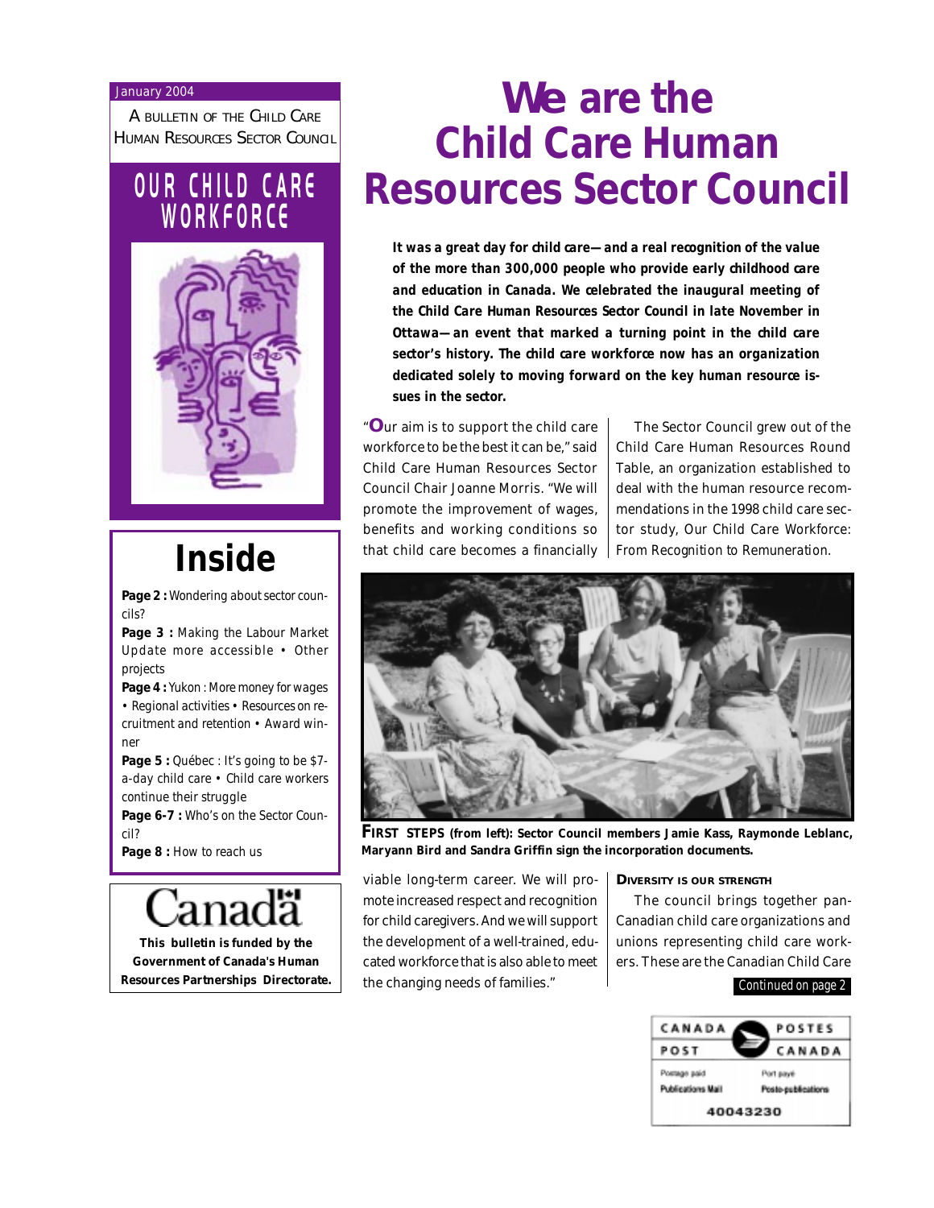January 2004

A BULLETIN OF THE CHILD CARE HUMAN RESOURCES SECTOR COUNCIL

OUR CHILD CARE WORKFORCE

# We are the Child Care Human Resources Sector Council

**It was a great day for child care—and a real recognition of the value of the more than 300,000 people who provide early childhood care and education in Canada. We celebrated the inaugural meeting of the Child Care Human Resources Sector Council in late November in Ottawa—an event that marked a turning point in the child care sector's history. The child care workforce now has an organization dedicated solely to moving forward on the key human resource issues in the sector.**

"Our aim is to support the child care workforce to be the best it can be," said Child Care Human Resources Sector Council Chair Joanne Morris. "We will promote the improvement of wages, benefits and working conditions so that child care becomes a financially viable long-term career. We will promote increased respect and recognition for child caregivers. And we will support the development of a well-trained, educated workforce that is also able to meet the changing needs of families."

The Sector Council grew out of the Child Care Human Resources Round Table, an organization established to deal with the human resource recommendations in the 1998 child care sector study, *Our Child Care Workforce: From Recognition to Remuneration.*

**FIRST STEPS (from left): Sector Council members Jamie Kass, Raymonde Leblanc, Maryann Bird and Sandra Griffin sign the incorporation documents.**

**DIVERSITY IS OUR STRENGTH**

The council brings together pan-Canadian child care organizations and unions representing child care workers. These are the Canadian Child Care

*Continued on page 2*

## Inside

**Page 2 :** Wondering about sector councils?

**Page 3 :** Making the Labour Market Update more accessible • Other projects

**Page 4 :** Yukon : More money for wages • Regional activities • Resources on recruitment and retention • Award winner

**Page 5 :** Québec : It's going to be $7-a-day child care • Child care workers continue their struggle

**Page 6-7 :** Who's on the Sector Council?

**Page 8 :** How to reach us

Canada

**This bulletin is funded by the Government of Canada's Human Resources Partnerships Directorate.**

CANADA POST POSTES CANADA
Postage paid Port payé
Publications Mail Poste-publications
40043230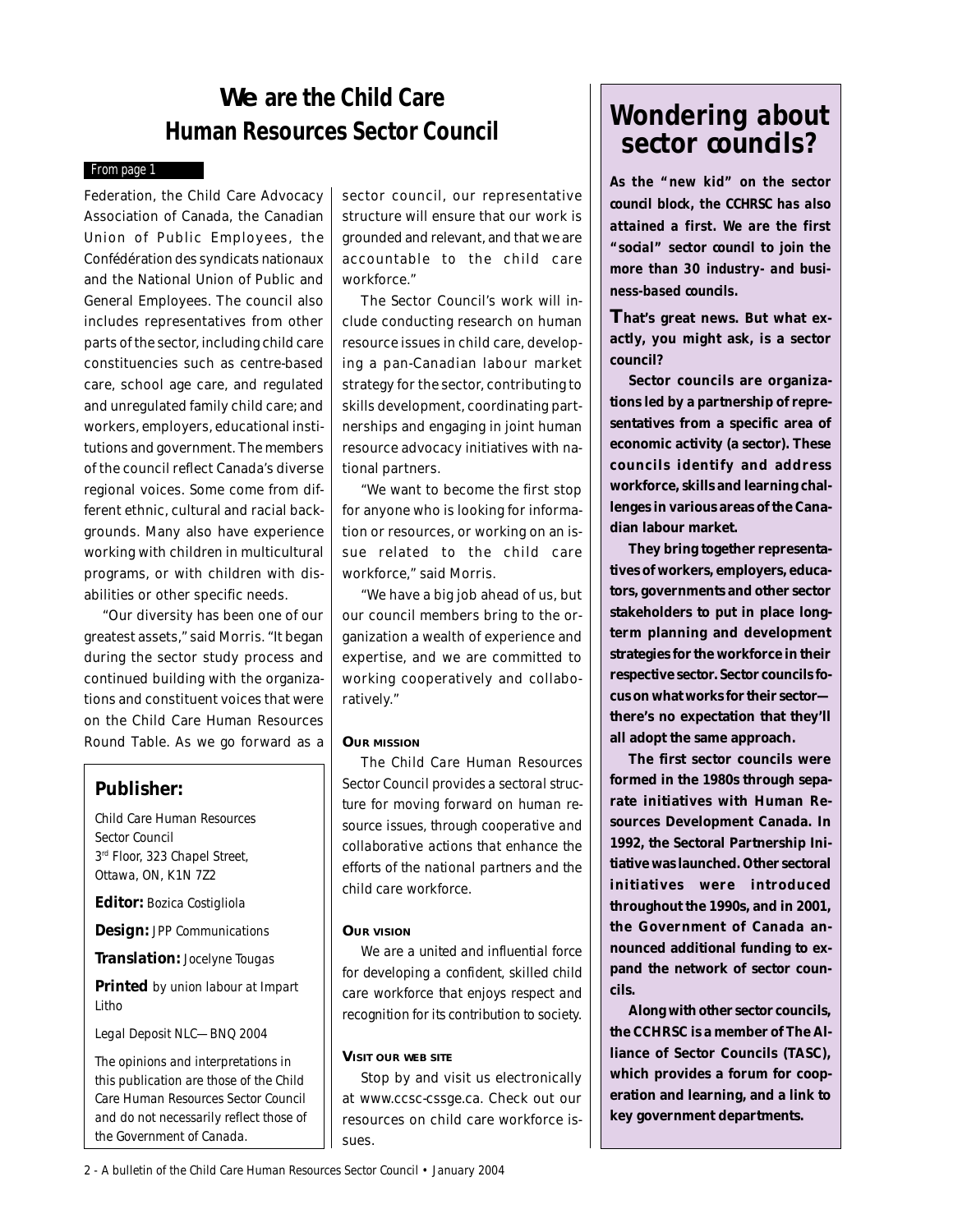# We are the Child Care Human Resources Sector Council

From page 1

Federation, the Child Care Advocacy Association of Canada, the Canadian Union of Public Employees, the Confédération des syndicats nationaux and the National Union of Public and General Employees. The council also includes representatives from other parts of the sector, including child care constituencies such as centre-based care, school age care, and regulated and unregulated family child care; and workers, employers, educational institutions and government. The members of the council reflect Canada's diverse regional voices. Some come from different ethnic, cultural and racial backgrounds. Many also have experience working with children in multicultural programs, or with children with disabilities or other specific needs.

"Our diversity has been one of our greatest assets," said Morris. "It began during the sector study process and continued building with the organizations and constituent voices that were on the Child Care Human Resources Round Table. As we go forward as a sector council, our representative structure will ensure that our work is grounded and relevant, and that we are accountable to the child care workforce."

The Sector Council's work will include conducting research on human resource issues in child care, developing a pan-Canadian labour market strategy for the sector, contributing to skills development, coordinating partnerships and engaging in joint human resource advocacy initiatives with national partners.

"We want to become the first stop for anyone who is looking for information or resources, or working on an issue related to the child care workforce," said Morris.

"We have a big job ahead of us, but our council members bring to the organization a wealth of experience and expertise, and we are committed to working cooperatively and collaboratively."

#### OUR MISSION

*The Child Care Human Resources Sector Council provides a sectoral structure for moving forward on human resource issues, through cooperative and collaborative actions that enhance the efforts of the national partners and the child care workforce.*

#### OUR VISION

*We are a united and influential force for developing a confident, skilled child care workforce that enjoys respect and recognition for its contribution to society.*

#### VISIT OUR WEB SITE

Stop by and visit us electronically at www.ccsc-cssge.ca. Check out our resources on child care workforce issues.

### Publisher:

Child Care Human Resources Sector Council
3rd Floor, 323 Chapel Street,
Ottawa, ON, K1N 7Z2

**Editor:** Bozica Costigliola

**Design:** JPP Communications

**Translation:** Jocelyne Tougas

**Printed** by union labour at Impart Litho

Legal Deposit NLC—BNQ 2004

The opinions and interpretations in this publication are those of the Child Care Human Resources Sector Council and do not necessarily reflect those of the Government of Canada.

## Wondering about sector councils?

**As the "new kid" on the sector council block, the CCHRSC has also attained a first. We are the first "social" sector council to join the more than 30 industry- and business-based councils.**

**That's great news. But what exactly, you might ask, is a sector council?**

**Sector councils are organizations led by a partnership of representatives from a specific area of economic activity (a sector). These councils identify and address workforce, skills and learning challenges in various areas of the Canadian labour market.**

**They bring together representatives of workers, employers, educators, governments and other sector stakeholders to put in place long-term planning and development strategies for the workforce in their respective sector. Sector councils focus on what works for their sector—there's no expectation that they'll all adopt the same approach.**

**The first sector councils were formed in the 1980s through separate initiatives with Human Resources Development Canada. In 1992, the Sectoral Partnership Initiative was launched. Other sectoral initiatives were introduced throughout the 1990s, and in 2001, the Government of Canada announced additional funding to expand the network of sector councils.**

**Along with other sector councils, the CCHRSC is a member of The Alliance of Sector Councils (TASC), which provides a forum for cooperation and learning, and a link to key government departments.**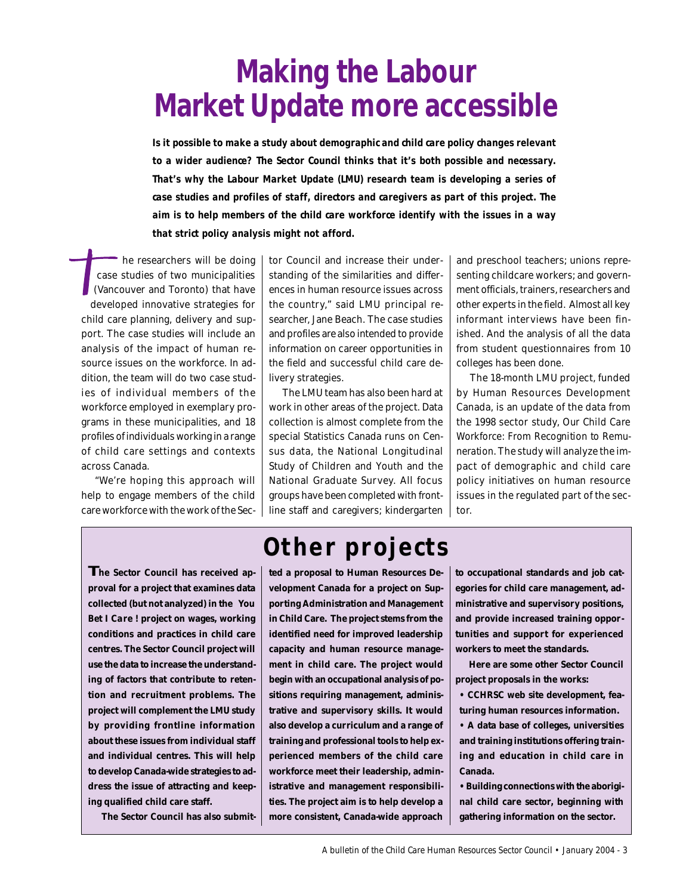# Making the Labour Market Update more accessible

***Is it possible to make a study about demographic and child care policy changes relevant to a wider audience? The Sector Council thinks that it's both possible and necessary. That's why the Labour Market Update (LMU) research team is developing a series of case studies and profiles of staff, directors and caregivers as part of this project. The aim is to help members of the child care workforce identify with the issues in a way that strict policy analysis might not afford.***

The researchers will be doing case studies of two municipalities (Vancouver and Toronto) that have developed innovative strategies for child care planning, delivery and support. The case studies will include an analysis of the impact of human resource issues on the workforce. In addition, the team will do two case studies of individual members of the workforce employed in exemplary programs in these municipalities, and 18 profiles of individuals working in a range of child care settings and contexts across Canada.

"We're hoping this approach will help to engage members of the child care workforce with the work of the Sector Council and increase their understanding of the similarities and differences in human resource issues across the country," said LMU principal researcher, Jane Beach. The case studies and profiles are also intended to provide information on career opportunities in the field and successful child care delivery strategies.

The LMU team has also been hard at work in other areas of the project. Data collection is almost complete from the special Statistics Canada runs on Census data, the National Longitudinal Study of Children and Youth and the National Graduate Survey. All focus groups have been completed with frontline staff and caregivers; kindergarten and preschool teachers; unions representing childcare workers; and government officials, trainers, researchers and other experts in the field. Almost all key informant interviews have been finished. And the analysis of all the data from student questionnaires from 10 colleges has been done.

The 18-month LMU project, funded by Human Resources Development Canada, is an update of the data from the 1998 sector study, *Our Child Care Workforce: From Recognition to Remuneration*. The study will analyze the impact of demographic and child care policy initiatives on human resource issues in the regulated part of the sector.

## Other projects

**The Sector Council has received approval for a project that examines data collected (but not analyzed) in the *You Bet I Care !* project on wages, working conditions and practices in child care centres. The Sector Council project will use the data to increase the understanding of factors that contribute to retention and recruitment problems. The project will complement the LMU study by providing frontline information about these issues from individual staff and individual centres. This will help to develop Canada-wide strategies to address the issue of attracting and keeping qualified child care staff.**

**The Sector Council has also submitted a proposal to Human Resources Development Canada for a project on Supporting Administration and Management in Child Care. The project stems from the identified need for improved leadership capacity and human resource management in child care. The project would begin with an occupational analysis of positions requiring management, administrative and supervisory skills. It would also develop a curriculum and a range of training and professional tools to help experienced members of the child care workforce meet their leadership, administrative and management responsibilities. The project aim is to help develop a more consistent, Canada-wide approach to occupational standards and job categories for child care management, administrative and supervisory positions, and provide increased training opportunities and support for experienced workers to meet the standards.**

**Here are some other Sector Council project proposals in the works:**

- **CCHRSC web site development, featuring human resources information.**
- **A data base of colleges, universities and training institutions offering training and education in child care in Canada.**
- **Building connections with the aboriginal child care sector, beginning with gathering information on the sector.**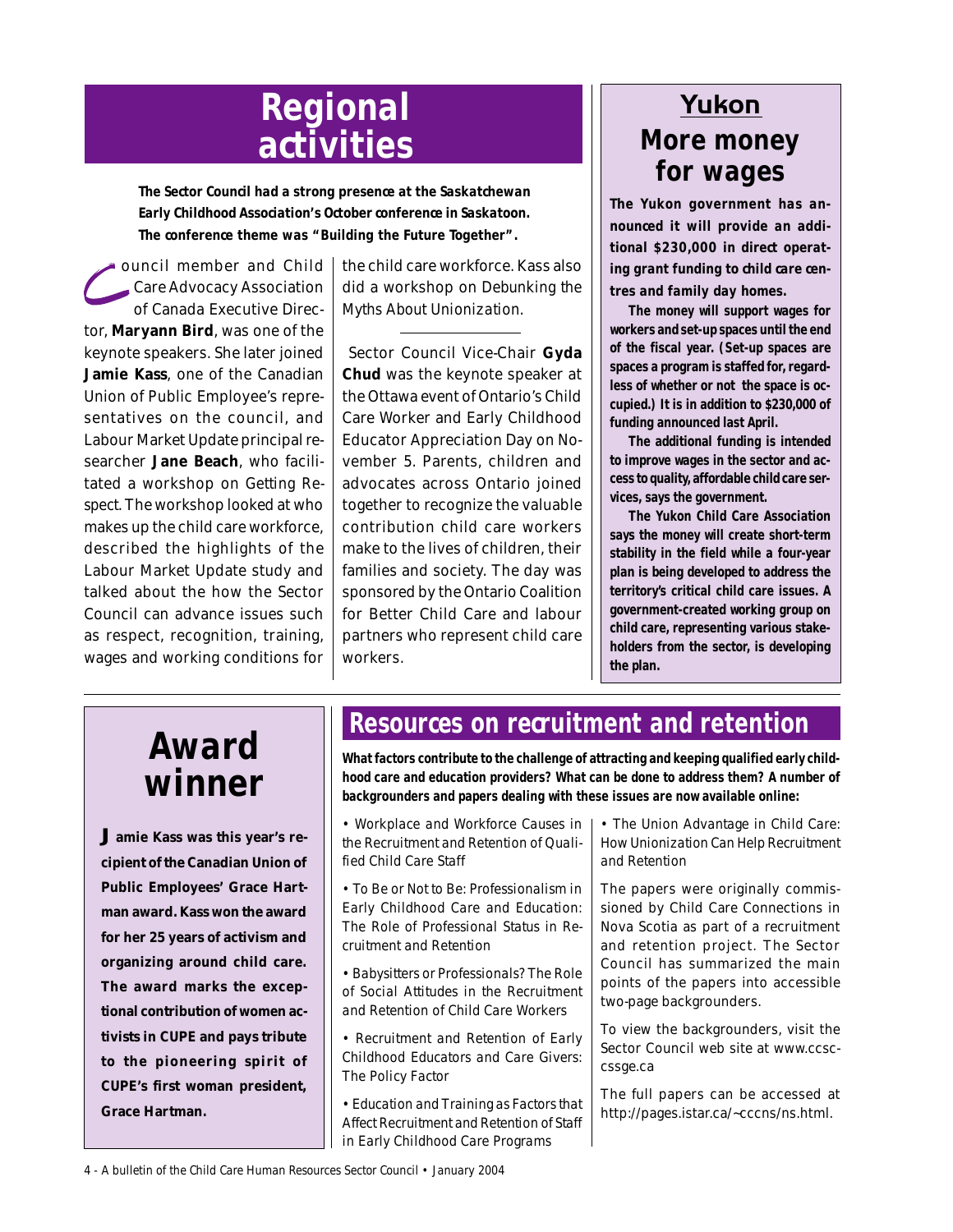# Regional activities

**The Sector Council had a strong presence at the Saskatchewan Early Childhood Association's October conference in Saskatoon. The conference theme was "Building the Future Together".**

Council member and Child Care Advocacy Association of Canada Executive Director, **Maryann Bird**, was one of the keynote speakers. She later joined **Jamie Kass**, one of the Canadian Union of Public Employee's representatives on the council, and Labour Market Update principal researcher **Jane Beach**, who facilitated a workshop on Getting Respect. The workshop looked at who makes up the child care workforce, described the highlights of the Labour Market Update study and talked about the how the Sector Council can advance issues such as respect, recognition, training, wages and working conditions for the child care workforce. Kass also did a workshop on Debunking the Myths About Unionization.

---

Sector Council Vice-Chair **Gyda Chud** was the keynote speaker at the Ottawa event of Ontario's Child Care Worker and Early Childhood Educator Appreciation Day on November 5. Parents, children and advocates across Ontario joined together to recognize the valuable contribution child care workers make to the lives of children, their families and society. The day was sponsored by the Ontario Coalition for Better Child Care and labour partners who represent child care workers.

## Yukon

## More money for wages

**The Yukon government has announced it will provide an additional $230,000 in direct operating grant funding to child care centres and family day homes.**

**The money will support wages for workers and set-up spaces until the end of the fiscal year. (Set-up spaces are spaces a program is staffed for, regardless of whether or not the space is occupied.) It is in addition to $230,000 of funding announced last April.**

**The additional funding is intended to improve wages in the sector and access to quality, affordable child care services, says the government.**

**The Yukon Child Care Association says the money will create short-term stability in the field while a four-year plan is being developed to address the territory's critical child care issues. A government-created working group on child care, representing various stakeholders from the sector, is developing the plan.**

## Award winner

**Jamie Kass was this year's recipient of the Canadian Union of Public Employees' Grace Hartman award. Kass won the award for her 25 years of activism and organizing around child care. The award marks the exceptional contribution of women activists in CUPE and pays tribute to the pioneering spirit of CUPE's first woman president, Grace Hartman.**

## Resources on recruitment and retention

**What factors contribute to the challenge of attracting and keeping qualified early childhood care and education providers? What can be done to address them? A number of backgrounders and papers dealing with these issues are now available online:**

- *Workplace and Workforce Causes in the Recruitment and Retention of Qualified Child Care Staff*
- *To Be or Not to Be: Professionalism in Early Childhood Care and Education: The Role of Professional Status in Recruitment and Retention*
- *Babysitters or Professionals? The Role of Social Attitudes in the Recruitment and Retention of Child Care Workers*
- *Recruitment and Retention of Early Childhood Educators and Care Givers: The Policy Factor*
- *Education and Training as Factors that Affect Recruitment and Retention of Staff in Early Childhood Care Programs*
- *The Union Advantage in Child Care: How Unionization Can Help Recruitment and Retention*

The papers were originally commissioned by Child Care Connections in Nova Scotia as part of a recruitment and retention project. The Sector Council has summarized the main points of the papers into accessible two-page backgrounders.

To view the backgrounders, visit the Sector Council web site at www.ccsc-cssge.ca

The full papers can be accessed at http://pages.istar.ca/~cccns/ns.html.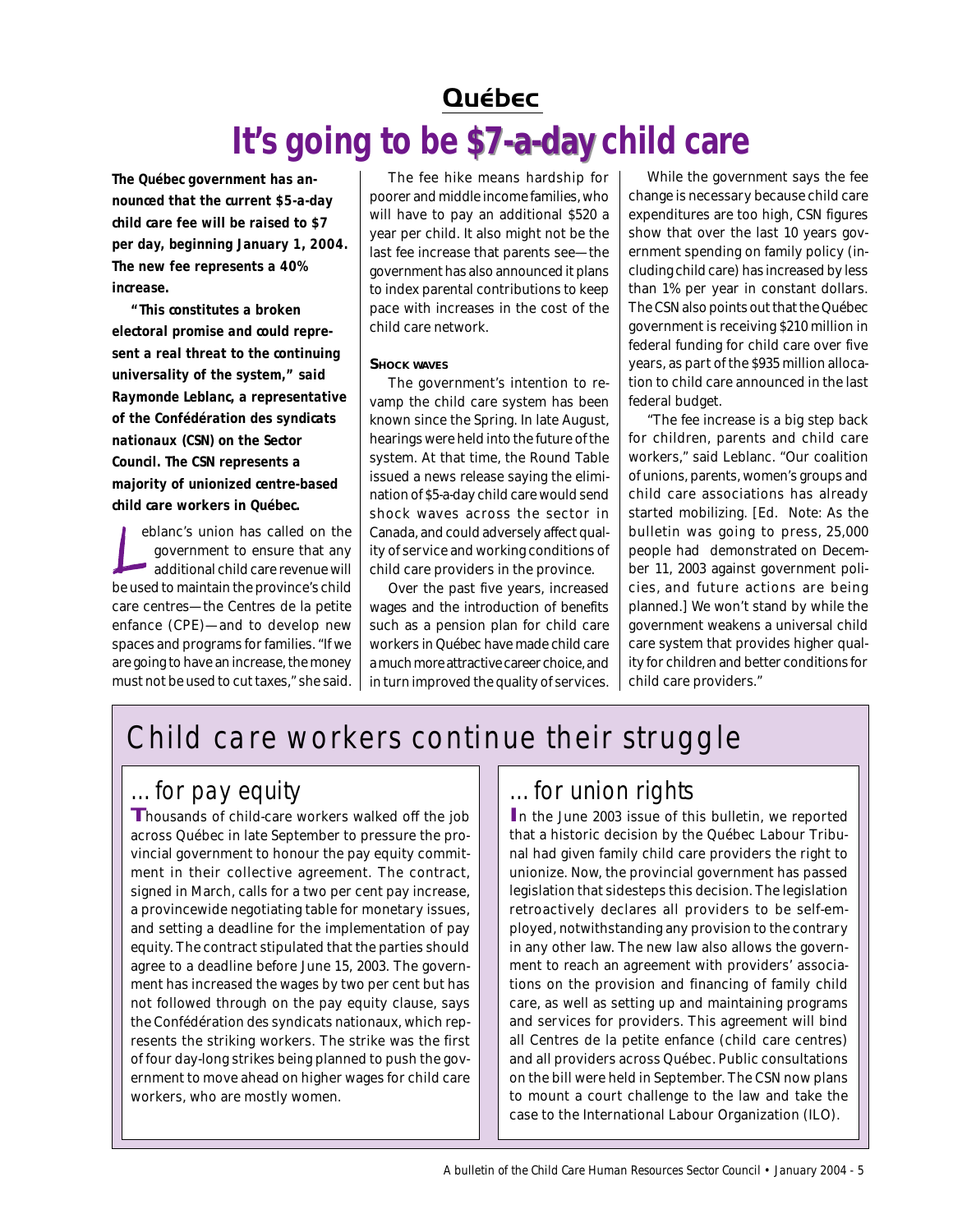## Québec

# It's going to be $7-a-day child care

**The Québec government has announced that the current $5-a-day child care fee will be raised to $7 per day, beginning January 1, 2004. The new fee represents a 40% increase.**

**"This constitutes a broken electoral promise and could represent a real threat to the continuing universality of the system," said Raymonde Leblanc, a representative of the Confédération des syndicats nationaux (CSN) on the Sector Council. The CSN represents a majority of unionized centre-based child care workers in Québec.**

Leblanc's union has called on the government to ensure that any additional child care revenue will be used to maintain the province's child care centres—the Centres de la petite enfance (CPE)—and to develop new spaces and programs for families. "If we are going to have an increase, the money must not be used to cut taxes," she said.

The fee hike means hardship for poorer and middle income families, who will have to pay an additional $520 a year per child. It also might not be the last fee increase that parents see—the government has also announced it plans to index parental contributions to keep pace with increases in the cost of the child care network.

### Shock waves

The government's intention to revamp the child care system has been known since the Spring. In late August, hearings were held into the future of the system. At that time, the Round Table issued a news release saying the elimination of $5-a-day child care would send shock waves across the sector in Canada, and could adversely affect quality of service and working conditions of child care providers in the province.

Over the past five years, increased wages and the introduction of benefits such as a pension plan for child care workers in Québec have made child care a much more attractive career choice, and in turn improved the quality of services.

While the government says the fee change is necessary because child care expenditures are too high, CSN figures show that over the last 10 years government spending on family policy (including child care) has increased by less than 1% per year in constant dollars. The CSN also points out that the Québec government is receiving $210 million in federal funding for child care over five years, as part of the $935 million allocation to child care announced in the last federal budget.

"The fee increase is a big step back for children, parents and child care workers," said Leblanc. "Our coalition of unions, parents, women's groups and child care associations has already started mobilizing. [Ed. Note: As the bulletin was going to press, 25,000 people had demonstrated on December 11, 2003 against government policies, and future actions are being planned.] We won't stand by while the government weakens a universal child care system that provides higher quality for children and better conditions for child care providers."

## Child care workers continue their struggle

### ... for pay equity

Thousands of child-care workers walked off the job across Québec in late September to pressure the provincial government to honour the pay equity commitment in their collective agreement. The contract, signed in March, calls for a two per cent pay increase, a provincewide negotiating table for monetary issues, and setting a deadline for the implementation of pay equity. The contract stipulated that the parties should agree to a deadline before June 15, 2003. The government has increased the wages by two per cent but has not followed through on the pay equity clause, says the Confédération des syndicats nationaux, which represents the striking workers. The strike was the first of four day-long strikes being planned to push the government to move ahead on higher wages for child care workers, who are mostly women.

### ... for union rights

In the June 2003 issue of this bulletin, we reported that a historic decision by the Québec Labour Tribunal had given family child care providers the right to unionize. Now, the provincial government has passed legislation that sidesteps this decision. The legislation retroactively declares all providers to be self-employed, notwithstanding any provision to the contrary in any other law. The new law also allows the government to reach an agreement with providers' associations on the provision and financing of family child care, as well as setting up and maintaining programs and services for providers. This agreement will bind all Centres de la petite enfance (child care centres) and all providers across Québec. Public consultations on the bill were held in September. The CSN now plans to mount a court challenge to the law and take the case to the International Labour Organization (ILO).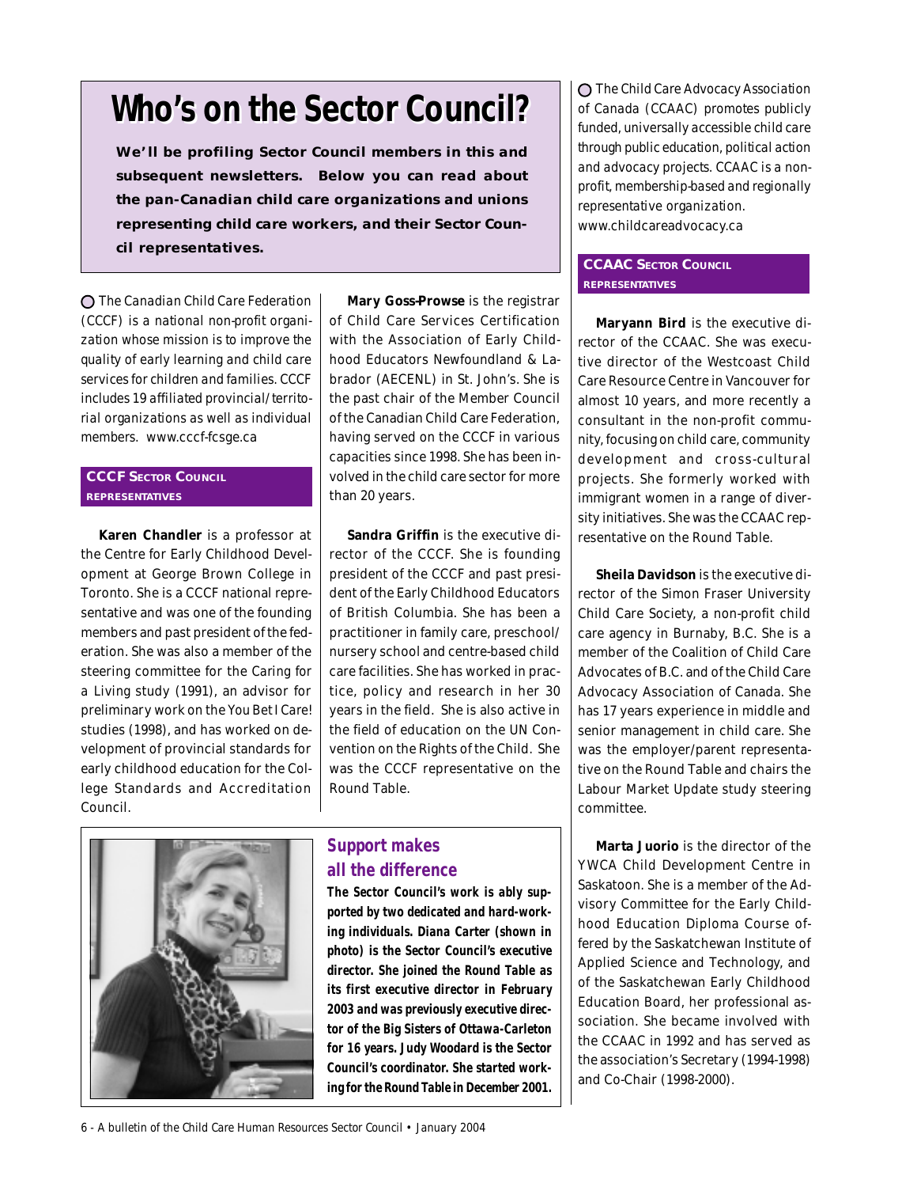# Who's on the Sector Council?

**We'll be profiling Sector Council members in this and subsequent newsletters. Below you can read about the pan-Canadian child care organizations and unions representing child care workers, and their Sector Council representatives.**

*The Canadian Child Care Federation (CCCF) is a national non-profit organization whose mission is to improve the quality of early learning and child care services for children and families. CCCF includes 19 affiliated provincial/territorial organizations as well as individual members. www.cccf-fcsge.ca*

### CCCF Sector Council representatives

**Karen Chandler** is a professor at the Centre for Early Childhood Development at George Brown College in Toronto. She is a CCCF national representative and was one of the founding members and past president of the federation. She was also a member of the steering committee for the Caring for a Living study (1991), an advisor for preliminary work on the *You Bet I Care!* studies (1998), and has worked on development of provincial standards for early childhood education for the College Standards and Accreditation Council.

**Mary Goss-Prowse** is the registrar of Child Care Services Certification with the Association of Early Childhood Educators Newfoundland & Labrador (AECENL) in St. John's. She is the past chair of the Member Council of the Canadian Child Care Federation, having served on the CCCF in various capacities since 1998. She has been involved in the child care sector for more than 20 years.

**Sandra Griffin** is the executive director of the CCCF. She is founding president of the CCCF and past president of the Early Childhood Educators of British Columbia. She has been a practitioner in family care, preschool/nursery school and centre-based child care facilities. She has worked in practice, policy and research in her 30 years in the field. She is also active in the field of education on the UN Convention on the Rights of the Child. She was the CCCF representative on the Round Table.

*The Child Care Advocacy Association of Canada (CCAAC) promotes publicly funded, universally accessible child care through public education, political action and advocacy projects. CCAAC is a non-profit, membership-based and regionally representative organization. www.childcareadvocacy.ca*

### CCAAC Sector Council representatives

**Maryann Bird** is the executive director of the CCAAC. She was executive director of the Westcoast Child Care Resource Centre in Vancouver for almost 10 years, and more recently a consultant in the non-profit community, focusing on child care, community development and cross-cultural projects. She formerly worked with immigrant women in a range of diversity initiatives. She was the CCAAC representative on the Round Table.

**Sheila Davidson** is the executive director of the Simon Fraser University Child Care Society, a non-profit child care agency in Burnaby, B.C. She is a member of the Coalition of Child Care Advocates of B.C. and of the Child Care Advocacy Association of Canada. She has 17 years experience in middle and senior management in child care. She was the employer/parent representative on the Round Table and chairs the Labour Market Update study steering committee.

**Marta Juorio** is the director of the YWCA Child Development Centre in Saskatoon. She is a member of the Advisory Committee for the Early Childhood Education Diploma Course offered by the Saskatchewan Institute of Applied Science and Technology, and of the Saskatchewan Early Childhood Education Board, her professional association. She became involved with the CCAAC in 1992 and has served as the association's Secretary (1994-1998) and Co-Chair (1998-2000).

## Support makes all the difference

**The Sector Council's work is ably supported by two dedicated and hard-working individuals. Diana Carter (shown in photo) is the Sector Council's executive director. She joined the Round Table as its first executive director in February 2003 and was previously executive director of the Big Sisters of Ottawa-Carleton for 16 years. Judy Woodard is the Sector Council's coordinator. She started working for the Round Table in December 2001.**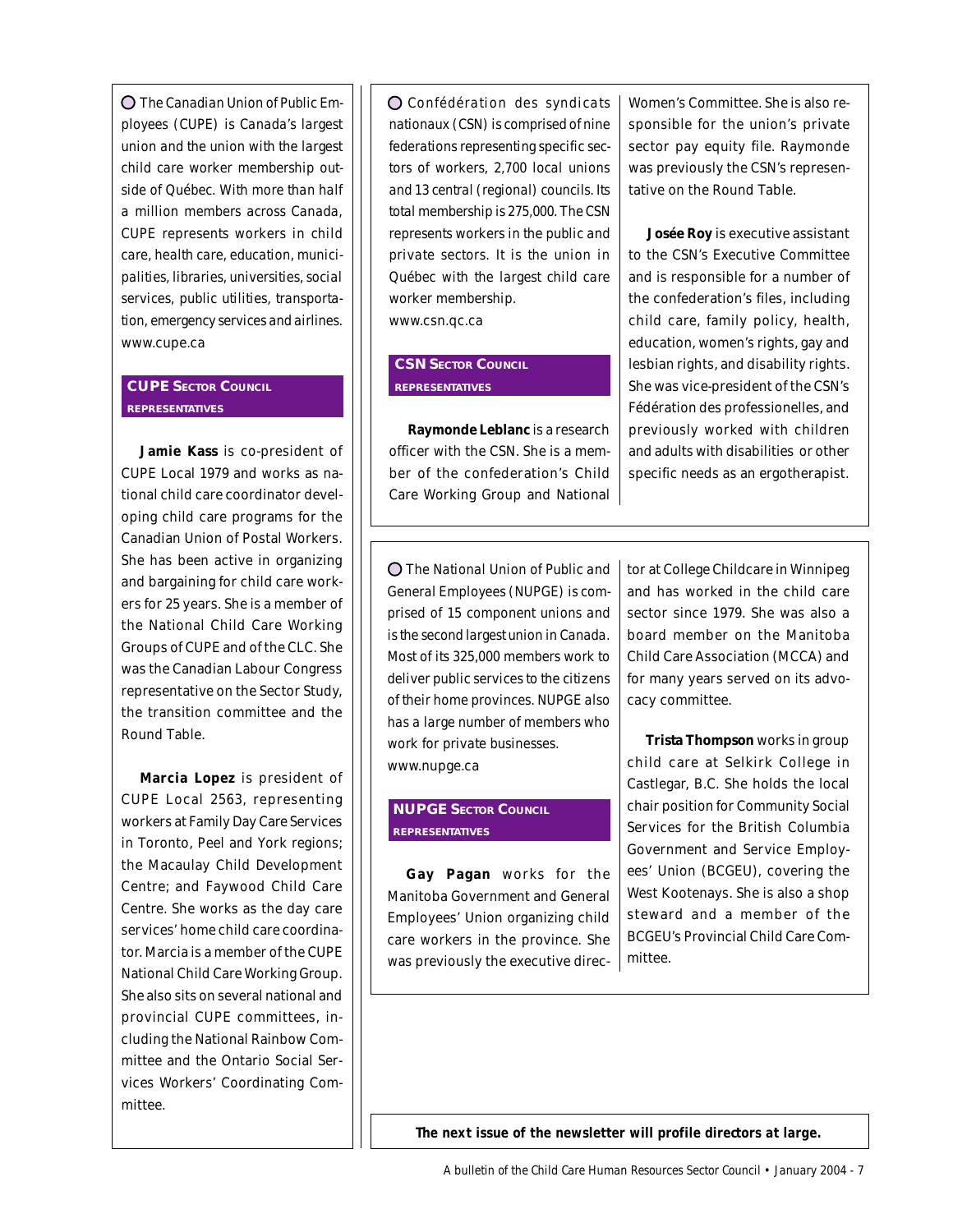The Canadian Union of Public Employees (CUPE) is Canada's largest union and the union with the largest child care worker membership outside of Québec. With more than half a million members across Canada, CUPE represents workers in child care, health care, education, municipalities, libraries, universities, social services, public utilities, transportation, emergency services and airlines. www.cupe.ca

### CUPE Sector Council representatives

**Jamie Kass** is co-president of CUPE Local 1979 and works as national child care coordinator developing child care programs for the Canadian Union of Postal Workers. She has been active in organizing and bargaining for child care workers for 25 years. She is a member of the National Child Care Working Groups of CUPE and of the CLC. She was the Canadian Labour Congress representative on the Sector Study, the transition committee and the Round Table.

**Marcia Lopez** is president of CUPE Local 2563, representing workers at Family Day Care Services in Toronto, Peel and York regions; the Macaulay Child Development Centre; and Faywood Child Care Centre. She works as the day care services' home child care coordinator. Marcia is a member of the CUPE National Child Care Working Group. She also sits on several national and provincial CUPE committees, including the National Rainbow Committee and the Ontario Social Services Workers' Coordinating Committee.

Confédération des syndicats nationaux (CSN) is comprised of nine federations representing specific sectors of workers, 2,700 local unions and 13 central (regional) councils. Its total membership is 275,000. The CSN represents workers in the public and private sectors. It is the union in Québec with the largest child care worker membership. www.csn.qc.ca

### CSN Sector Council representatives

**Raymonde Leblanc** is a research officer with the CSN. She is a member of the confederation's Child Care Working Group and National Women's Committee. She is also responsible for the union's private sector pay equity file. Raymonde was previously the CSN's representative on the Round Table.

**Josée Roy** is executive assistant to the CSN's Executive Committee and is responsible for a number of the confederation's files, including child care, family policy, health, education, women's rights, gay and lesbian rights, and disability rights. She was vice-president of the CSN's Fédération des professionelles, and previously worked with children and adults with disabilities or other specific needs as an ergotherapist.

The National Union of Public and General Employees (NUPGE) is comprised of 15 component unions and is the second largest union in Canada. Most of its 325,000 members work to deliver public services to the citizens of their home provinces. NUPGE also has a large number of members who work for private businesses. www.nupge.ca

### NUPGE Sector Council representatives

**Gay Pagan** works for the Manitoba Government and General Employees' Union organizing child care workers in the province. She was previously the executive director at College Childcare in Winnipeg and has worked in the child care sector since 1979. She was also a board member on the Manitoba Child Care Association (MCCA) and for many years served on its advocacy committee.

**Trista Thompson** works in group child care at Selkirk College in Castlegar, B.C. She holds the local chair position for Community Social Services for the British Columbia Government and Service Employees' Union (BCGEU), covering the West Kootenays. She is also a shop steward and a member of the BCGEU's Provincial Child Care Committee.

**The next issue of the newsletter will profile directors at large.**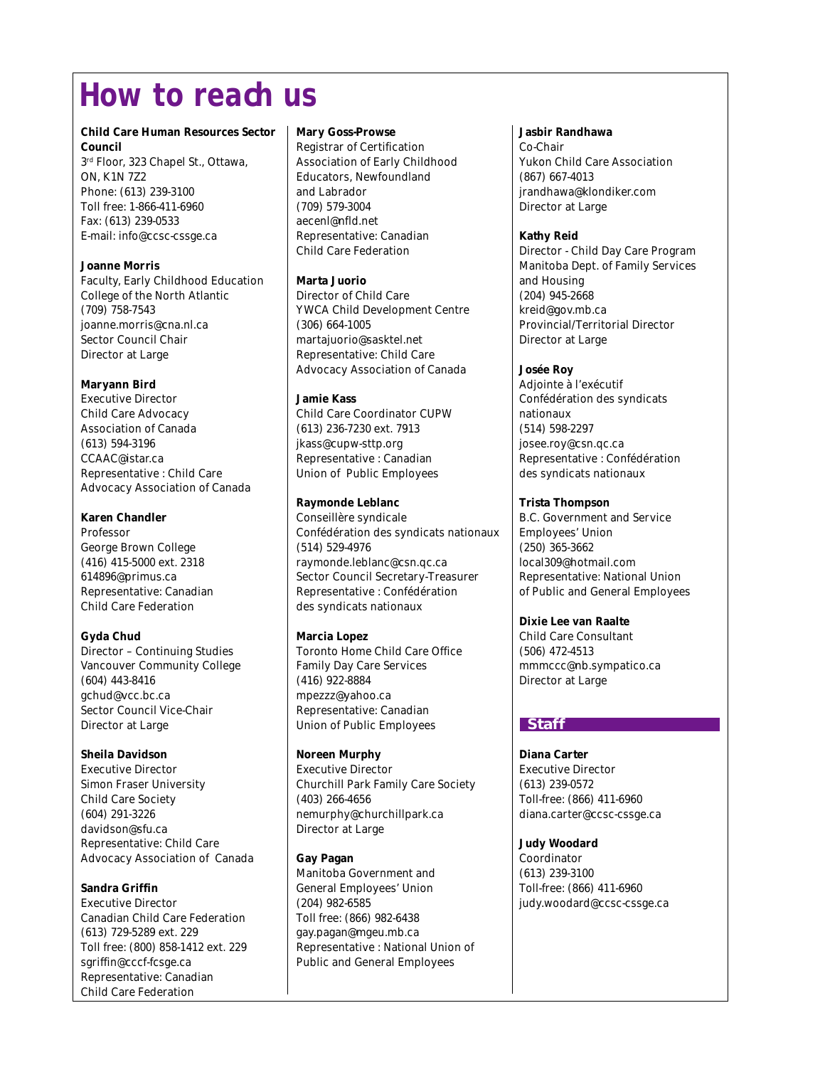# How to reach us

**Child Care Human Resources Sector Council**
3rd Floor, 323 Chapel St., Ottawa, ON, K1N 7Z2
Phone: (613) 239-3100
Toll free: 1-866-411-6960
Fax: (613) 239-0533
E-mail: info@ccsc-cssge.ca

**Joanne Morris**
Faculty, Early Childhood Education
College of the North Atlantic
(709) 758-7543
joanne.morris@cna.nl.ca
Sector Council Chair
Director at Large

**Maryann Bird**
Executive Director
Child Care Advocacy Association of Canada
(613) 594-3196
CCAAC@istar.ca
Representative : Child Care Advocacy Association of Canada

**Karen Chandler**
Professor
George Brown College
(416) 415-5000 ext. 2318
614896@primus.ca
Representative: Canadian Child Care Federation

**Gyda Chud**
Director – Continuing Studies
Vancouver Community College
(604) 443-8416
gchud@vcc.bc.ca
Sector Council Vice-Chair
Director at Large

**Sheila Davidson**
Executive Director
Simon Fraser University Child Care Society
(604) 291-3226
davidson@sfu.ca
Representative: Child Care Advocacy Association of Canada

**Sandra Griffin**
Executive Director
Canadian Child Care Federation
(613) 729-5289 ext. 229
Toll free: (800) 858-1412 ext. 229
sgriffin@cccf-fcsge.ca
Representative: Canadian Child Care Federation

**Mary Goss-Prowse**
Registrar of Certification
Association of Early Childhood Educators, Newfoundland and Labrador
(709) 579-3004
aecenl@nfld.net
Representative: Canadian Child Care Federation

**Marta Juorio**
Director of Child Care
YWCA Child Development Centre
(306) 664-1005
martajuorio@sasktel.net
Representative: Child Care Advocacy Association of Canada

**Jamie Kass**
Child Care Coordinator CUPW
(613) 236-7230 ext. 7913
jkass@cupw-sttp.org
Representative : Canadian Union of Public Employees

**Raymonde Leblanc**
Conseillère syndicale
Confédération des syndicats nationaux
(514) 529-4976
raymonde.leblanc@csn.qc.ca
Sector Council Secretary-Treasurer
Representative : Confédération des syndicats nationaux

**Marcia Lopez**
Toronto Home Child Care Office
Family Day Care Services
(416) 922-8884
mpezzz@yahoo.ca
Representative: Canadian Union of Public Employees

**Noreen Murphy**
Executive Director
Churchill Park Family Care Society
(403) 266-4656
nemurphy@churchillpark.ca
Director at Large

**Gay Pagan**
Manitoba Government and General Employees' Union
(204) 982-6585
Toll free: (866) 982-6438
gay.pagan@mgeu.mb.ca
Representative : National Union of Public and General Employees

**Jasbir Randhawa**
Co-Chair
Yukon Child Care Association
(867) 667-4013
jrandhawa@klondiker.com
Director at Large

**Kathy Reid**
Director - Child Day Care Program
Manitoba Dept. of Family Services and Housing
(204) 945-2668
kreid@gov.mb.ca
Provincial/Territorial Director
Director at Large

**Josée Roy**
Adjointe à l'exécutif
Confédération des syndicats nationaux
(514) 598-2297
josee.roy@csn.qc.ca
Representative : Confédération des syndicats nationaux

**Trista Thompson**
B.C. Government and Service Employees' Union
(250) 365-3662
local309@hotmail.com
Representative: National Union of Public and General Employees

**Dixie Lee van Raalte**
Child Care Consultant
(506) 472-4513
mmmccc@nb.sympatico.ca
Director at Large

## Staff

**Diana Carter**
Executive Director
(613) 239-0572
Toll-free: (866) 411-6960
diana.carter@ccsc-cssge.ca

**Judy Woodard**
Coordinator
(613) 239-3100
Toll-free: (866) 411-6960
judy.woodard@ccsc-cssge.ca